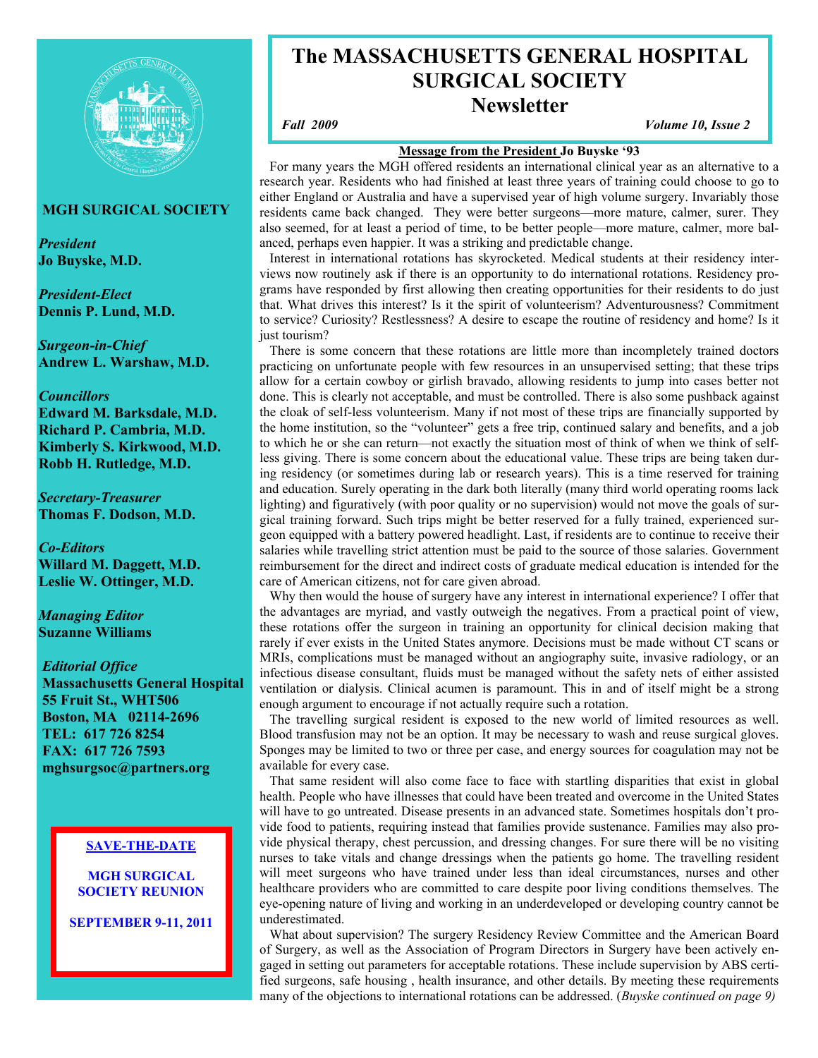# The MASSACHUSETTS GENERAL HOSPITAL SURGICAL SOCIETY Newsletter

*Fall 2009* *Volume 10, Issue 2*

**MGH SURGICAL SOCIETY**

*President*
**Jo Buyske, M.D.**

*President-Elect*
**Dennis P. Lund, M.D.**

*Surgeon-in-Chief*
**Andrew L. Warshaw, M.D.**

*Councillors*
**Edward M. Barksdale, M.D.**
**Richard P. Cambria, M.D.**
**Kimberly S. Kirkwood, M.D.**
**Robb H. Rutledge, M.D.**

*Secretary-Treasurer*
**Thomas F. Dodson, M.D.**

*Co-Editors*
**Willard M. Daggett, M.D.**
**Leslie W. Ottinger, M.D.**

*Managing Editor*
**Suzanne Williams**

*Editorial Office*
**Massachusetts General Hospital**
**55 Fruit St., WHT506**
**Boston, MA 02114-2696**
**TEL: 617 726 8254**
**FAX: 617 726 7593**
**mghsurgsoc@partners.org**

**SAVE-THE-DATE**

**MGH SURGICAL SOCIETY REUNION**

**SEPTEMBER 9-11, 2011**

## Message from the President Jo Buyske '93

For many years the MGH offered residents an international clinical year as an alternative to a research year. Residents who had finished at least three years of training could choose to go to either England or Australia and have a supervised year of high volume surgery. Invariably those residents came back changed. They were better surgeons—more mature, calmer, surer. They also seemed, for at least a period of time, to be better people—more mature, calmer, more balanced, perhaps even happier. It was a striking and predictable change.

Interest in international rotations has skyrocketed. Medical students at their residency interviews now routinely ask if there is an opportunity to do international rotations. Residency programs have responded by first allowing then creating opportunities for their residents to do just that. What drives this interest? Is it the spirit of volunteerism? Adventurousness? Commitment to service? Curiosity? Restlessness? A desire to escape the routine of residency and home? Is it just tourism?

There is some concern that these rotations are little more than incompletely trained doctors practicing on unfortunate people with few resources in an unsupervised setting; that these trips allow for a certain cowboy or girlish bravado, allowing residents to jump into cases better not done. This is clearly not acceptable, and must be controlled. There is also some pushback against the cloak of self-less volunteerism. Many if not most of these trips are financially supported by the home institution, so the "volunteer" gets a free trip, continued salary and benefits, and a job to which he or she can return—not exactly the situation most of think of when we think of selfless giving. There is some concern about the educational value. These trips are being taken during residency (or sometimes during lab or research years). This is a time reserved for training and education. Surely operating in the dark both literally (many third world operating rooms lack lighting) and figuratively (with poor quality or no supervision) would not move the goals of surgical training forward. Such trips might be better reserved for a fully trained, experienced surgeon equipped with a battery powered headlight. Last, if residents are to continue to receive their salaries while travelling strict attention must be paid to the source of those salaries. Government reimbursement for the direct and indirect costs of graduate medical education is intended for the care of American citizens, not for care given abroad.

Why then would the house of surgery have any interest in international experience? I offer that the advantages are myriad, and vastly outweigh the negatives. From a practical point of view, these rotations offer the surgeon in training an opportunity for clinical decision making that rarely if ever exists in the United States anymore. Decisions must be made without CT scans or MRIs, complications must be managed without an angiography suite, invasive radiology, or an infectious disease consultant, fluids must be managed without the safety nets of either assisted ventilation or dialysis. Clinical acumen is paramount. This in and of itself might be a strong enough argument to encourage if not actually require such a rotation.

The travelling surgical resident is exposed to the new world of limited resources as well. Blood transfusion may not be an option. It may be necessary to wash and reuse surgical gloves. Sponges may be limited to two or three per case, and energy sources for coagulation may not be available for every case.

That same resident will also come face to face with startling disparities that exist in global health. People who have illnesses that could have been treated and overcome in the United States will have to go untreated. Disease presents in an advanced state. Sometimes hospitals don't provide food to patients, requiring instead that families provide sustenance. Families may also provide physical therapy, chest percussion, and dressing changes. For sure there will be no visiting nurses to take vitals and change dressings when the patients go home. The travelling resident will meet surgeons who have trained under less than ideal circumstances, nurses and other healthcare providers who are committed to care despite poor living conditions themselves. The eye-opening nature of living and working in an underdeveloped or developing country cannot be underestimated.

What about supervision? The surgery Residency Review Committee and the American Board of Surgery, as well as the Association of Program Directors in Surgery have been actively engaged in setting out parameters for acceptable rotations. These include supervision by ABS certified surgeons, safe housing , health insurance, and other details. By meeting these requirements many of the objections to international rotations can be addressed. (*Buyske continued on page 9)*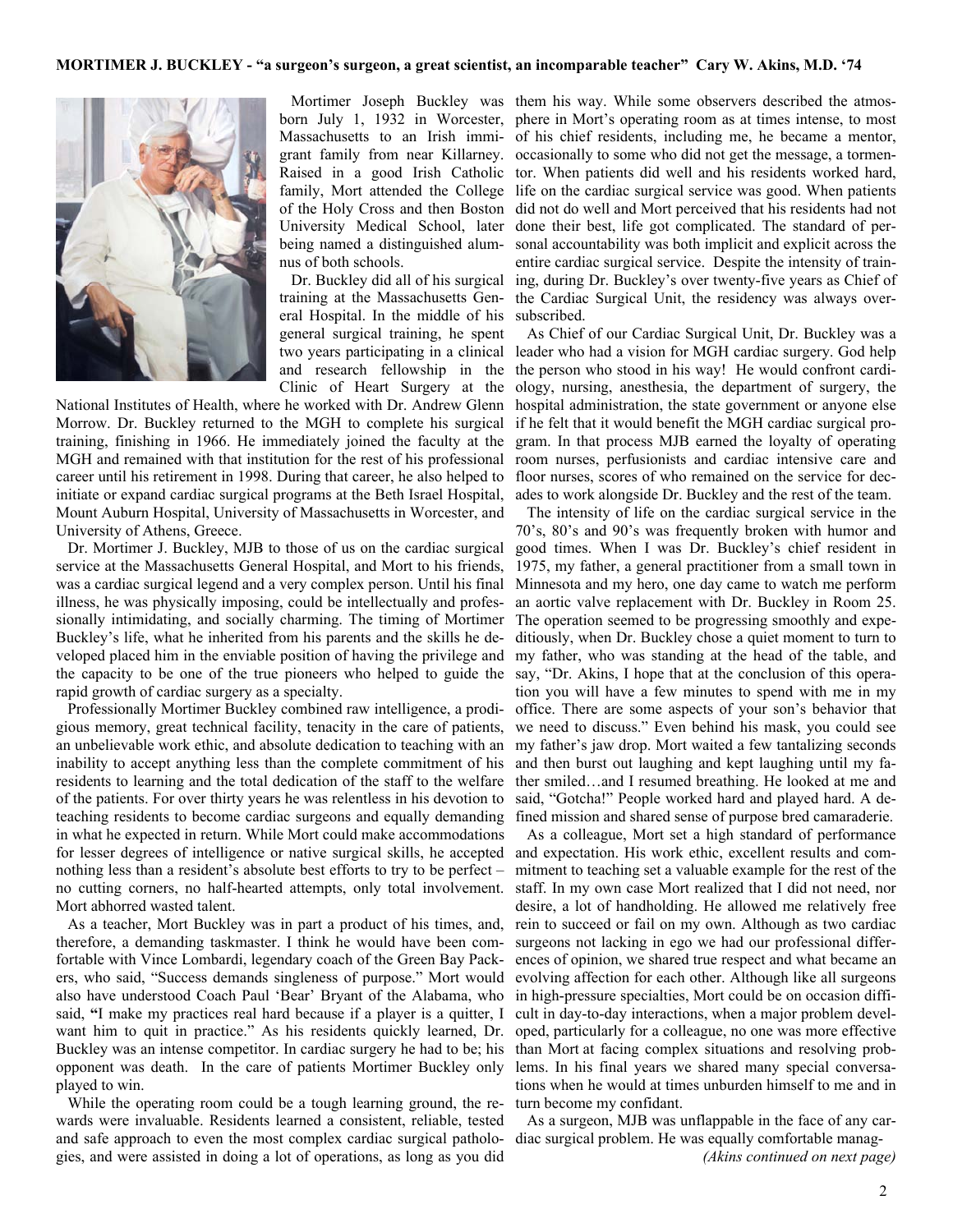**MORTIMER J. BUCKLEY - "a surgeon's surgeon, a great scientist, an incomparable teacher" Cary W. Akins, M.D. '74**

Mortimer Joseph Buckley was born July 1, 1932 in Worcester, Massachusetts to an Irish immigrant family from near Killarney. Raised in a good Irish Catholic family, Mort attended the College of the Holy Cross and then Boston University Medical School, later being named a distinguished alumnus of both schools.

Dr. Buckley did all of his surgical training at the Massachusetts General Hospital. In the middle of his general surgical training, he spent two years participating in a clinical and research fellowship in the Clinic of Heart Surgery at the National Institutes of Health, where he worked with Dr. Andrew Glenn Morrow. Dr. Buckley returned to the MGH to complete his surgical training, finishing in 1966. He immediately joined the faculty at the MGH and remained with that institution for the rest of his professional career until his retirement in 1998. During that career, he also helped to initiate or expand cardiac surgical programs at the Beth Israel Hospital, Mount Auburn Hospital, University of Massachusetts in Worcester, and University of Athens, Greece.

Dr. Mortimer J. Buckley, MJB to those of us on the cardiac surgical service at the Massachusetts General Hospital, and Mort to his friends, was a cardiac surgical legend and a very complex person. Until his final illness, he was physically imposing, could be intellectually and professionally intimidating, and socially charming. The timing of Mortimer Buckley's life, what he inherited from his parents and the skills he developed placed him in the enviable position of having the privilege and the capacity to be one of the true pioneers who helped to guide the rapid growth of cardiac surgery as a specialty.

Professionally Mortimer Buckley combined raw intelligence, a prodigious memory, great technical facility, tenacity in the care of patients, an unbelievable work ethic, and absolute dedication to teaching with an inability to accept anything less than the complete commitment of his residents to learning and the total dedication of the staff to the welfare of the patients. For over thirty years he was relentless in his devotion to teaching residents to become cardiac surgeons and equally demanding in what he expected in return. While Mort could make accommodations for lesser degrees of intelligence or native surgical skills, he accepted nothing less than a resident's absolute best efforts to try to be perfect – no cutting corners, no half-hearted attempts, only total involvement. Mort abhorred wasted talent.

As a teacher, Mort Buckley was in part a product of his times, and, therefore, a demanding taskmaster. I think he would have been comfortable with Vince Lombardi, legendary coach of the Green Bay Packers, who said, "Success demands singleness of purpose." Mort would also have understood Coach Paul 'Bear' Bryant of the Alabama, who said, "I make my practices real hard because if a player is a quitter, I want him to quit in practice." As his residents quickly learned, Dr. Buckley was an intense competitor. In cardiac surgery he had to be; his opponent was death. In the care of patients Mortimer Buckley only played to win.

While the operating room could be a tough learning ground, the rewards were invaluable. Residents learned a consistent, reliable, tested and safe approach to even the most complex cardiac surgical pathologies, and were assisted in doing a lot of operations, as long as you did them his way. While some observers described the atmosphere in Mort's operating room as at times intense, to most of his chief residents, including me, he became a mentor, occasionally to some who did not get the message, a tormentor. When patients did well and his residents worked hard, life on the cardiac surgical service was good. When patients did not do well and Mort perceived that his residents had not done their best, life got complicated. The standard of personal accountability was both implicit and explicit across the entire cardiac surgical service. Despite the intensity of training, during Dr. Buckley's over twenty-five years as Chief of the Cardiac Surgical Unit, the residency was always oversubscribed.

As Chief of our Cardiac Surgical Unit, Dr. Buckley was a leader who had a vision for MGH cardiac surgery. God help the person who stood in his way! He would confront cardiology, nursing, anesthesia, the department of surgery, the hospital administration, the state government or anyone else if he felt that it would benefit the MGH cardiac surgical program. In that process MJB earned the loyalty of operating room nurses, perfusionists and cardiac intensive care and floor nurses, scores of who remained on the service for decades to work alongside Dr. Buckley and the rest of the team.

The intensity of life on the cardiac surgical service in the 70's, 80's and 90's was frequently broken with humor and good times. When I was Dr. Buckley's chief resident in 1975, my father, a general practitioner from a small town in Minnesota and my hero, one day came to watch me perform an aortic valve replacement with Dr. Buckley in Room 25. The operation seemed to be progressing smoothly and expeditiously, when Dr. Buckley chose a quiet moment to turn to my father, who was standing at the head of the table, and say, "Dr. Akins, I hope that at the conclusion of this operation you will have a few minutes to spend with me in my office. There are some aspects of your son's behavior that we need to discuss." Even behind his mask, you could see my father's jaw drop. Mort waited a few tantalizing seconds and then burst out laughing and kept laughing until my father smiled…and I resumed breathing. He looked at me and said, "Gotcha!" People worked hard and played hard. A defined mission and shared sense of purpose bred camaraderie.

As a colleague, Mort set a high standard of performance and expectation. His work ethic, excellent results and commitment to teaching set a valuable example for the rest of the staff. In my own case Mort realized that I did not need, nor desire, a lot of handholding. He allowed me relatively free rein to succeed or fail on my own. Although as two cardiac surgeons not lacking in ego we had our professional differences of opinion, we shared true respect and what became an evolving affection for each other. Although like all surgeons in high-pressure specialties, Mort could be on occasion difficult in day-to-day interactions, when a major problem developed, particularly for a colleague, no one was more effective than Mort at facing complex situations and resolving problems. In his final years we shared many special conversations when he would at times unburden himself to me and in turn become my confidant.

As a surgeon, MJB was unflappable in the face of any cardiac surgical problem. He was equally comfortable manag-

*(Akins continued on next page)*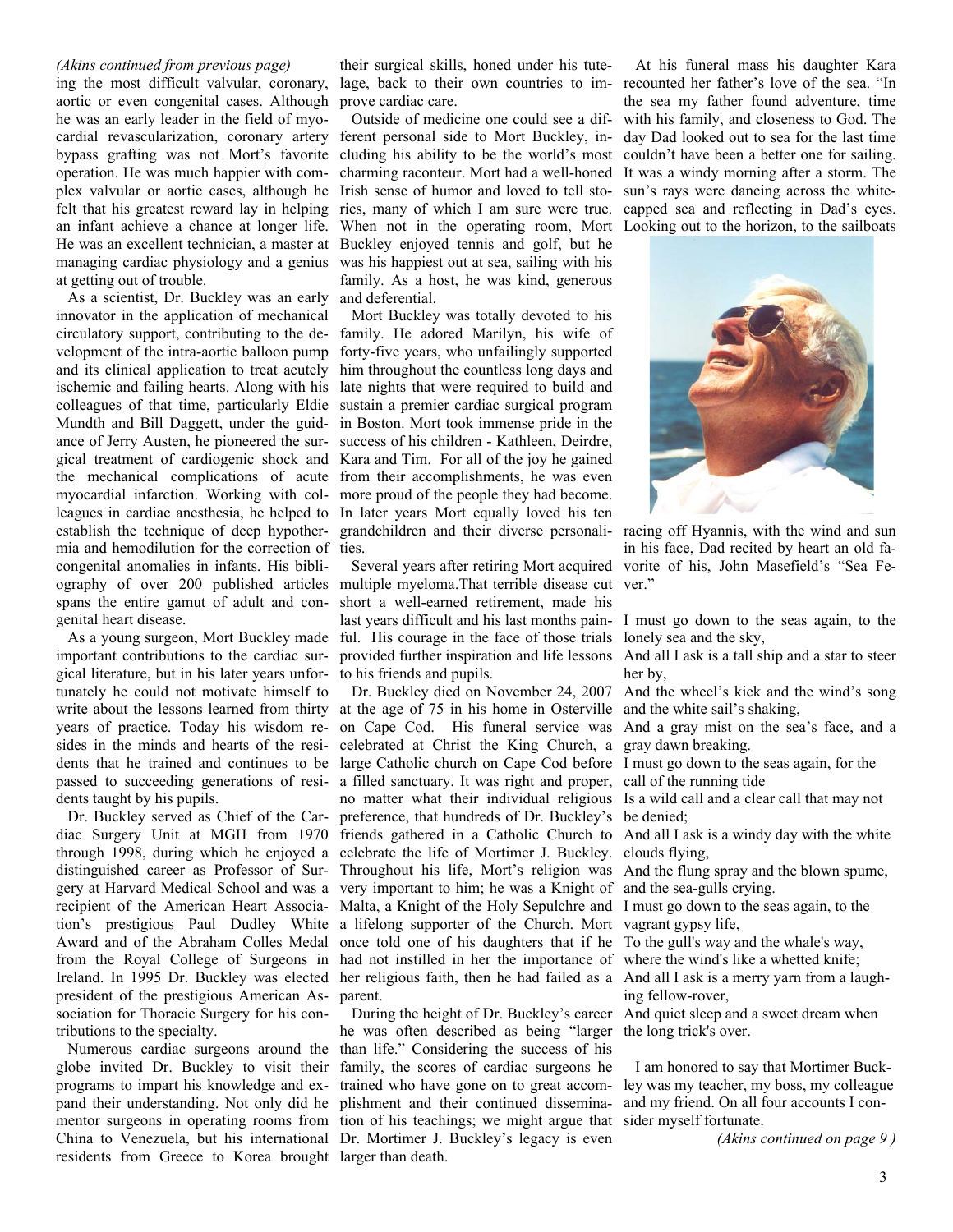*(Akins continued from previous page)*

ing the most difficult valvular, coronary, aortic or even congenital cases. Although he was an early leader in the field of myocardial revascularization, coronary artery bypass grafting was not Mort's favorite operation. He was much happier with complex valvular or aortic cases, although he felt that his greatest reward lay in helping an infant achieve a chance at longer life. He was an excellent technician, a master at managing cardiac physiology and a genius at getting out of trouble.

As a scientist, Dr. Buckley was an early innovator in the application of mechanical circulatory support, contributing to the development of the intra-aortic balloon pump and its clinical application to treat acutely ischemic and failing hearts. Along with his colleagues of that time, particularly Eldie Mundth and Bill Daggett, under the guidance of Jerry Austen, he pioneered the surgical treatment of cardiogenic shock and the mechanical complications of acute myocardial infarction. Working with colleagues in cardiac anesthesia, he helped to establish the technique of deep hypothermia and hemodilution for the correction of congenital anomalies in infants. His bibliography of over 200 published articles spans the entire gamut of adult and congenital heart disease.

As a young surgeon, Mort Buckley made important contributions to the cardiac surgical literature, but in his later years unfortunately he could not motivate himself to write about the lessons learned from thirty years of practice. Today his wisdom resides in the minds and hearts of the residents that he trained and continues to be passed to succeeding generations of residents taught by his pupils.

Dr. Buckley served as Chief of the Cardiac Surgery Unit at MGH from 1970 through 1998, during which he enjoyed a distinguished career as Professor of Surgery at Harvard Medical School and was a recipient of the American Heart Association's prestigious Paul Dudley White Award and of the Abraham Colles Medal from the Royal College of Surgeons in Ireland. In 1995 Dr. Buckley was elected president of the prestigious American Association for Thoracic Surgery for his contributions to the specialty.

Numerous cardiac surgeons around the globe invited Dr. Buckley to visit their programs to impart his knowledge and expand their understanding. Not only did he mentor surgeons in operating rooms from China to Venezuela, but his international residents from Greece to Korea brought their surgical skills, honed under his tutelage, back to their own countries to improve cardiac care.

Outside of medicine one could see a different personal side to Mort Buckley, including his ability to be the world's most charming raconteur. Mort had a well-honed Irish sense of humor and loved to tell stories, many of which I am sure were true. When not in the operating room, Mort Buckley enjoyed tennis and golf, but he was his happiest out at sea, sailing with his family. As a host, he was kind, generous and deferential.

Mort Buckley was totally devoted to his family. He adored Marilyn, his wife of forty-five years, who unfailingly supported him throughout the countless long days and late nights that were required to build and sustain a premier cardiac surgical program in Boston. Mort took immense pride in the success of his children - Kathleen, Deirdre, Kara and Tim. For all of the joy he gained from their accomplishments, he was even more proud of the people they had become. In later years Mort equally loved his ten grandchildren and their diverse personalities.

Several years after retiring Mort acquired multiple myeloma.That terrible disease cut short a well-earned retirement, made his last years difficult and his last months painful. His courage in the face of those trials provided further inspiration and life lessons to his friends and pupils.

Dr. Buckley died on November 24, 2007 at the age of 75 in his home in Osterville on Cape Cod. His funeral service was celebrated at Christ the King Church, a large Catholic church on Cape Cod before a filled sanctuary. It was right and proper, no matter what their individual religious preference, that hundreds of Dr. Buckley's friends gathered in a Catholic Church to celebrate the life of Mortimer J. Buckley. Throughout his life, Mort's religion was very important to him; he was a Knight of Malta, a Knight of the Holy Sepulchre and a lifelong supporter of the Church. Mort once told one of his daughters that if he had not instilled in her the importance of her religious faith, then he had failed as a parent.

During the height of Dr. Buckley's career he was often described as being "larger than life." Considering the success of his family, the scores of cardiac surgeons he trained who have gone on to great accomplishment and their continued dissemination of his teachings; we might argue that Dr. Mortimer J. Buckley's legacy is even larger than death.

At his funeral mass his daughter Kara recounted her father's love of the sea. "In the sea my father found adventure, time with his family, and closeness to God. The day Dad looked out to sea for the last time couldn't have been a better one for sailing. It was a windy morning after a storm. The sun's rays were dancing across the white-capped sea and reflecting in Dad's eyes. Looking out to the horizon, to the sailboats racing off Hyannis, with the wind and sun in his face, Dad recited by heart an old favorite of his, John Masefield's "Sea Fever."

I must go down to the seas again, to the lonely sea and the sky,
And all I ask is a tall ship and a star to steer her by,
And the wheel's kick and the wind's song and the white sail's shaking,
And a gray mist on the sea's face, and a gray dawn breaking.
I must go down to the seas again, for the call of the running tide
Is a wild call and a clear call that may not be denied;
And all I ask is a windy day with the white clouds flying,
And the flung spray and the blown spume, and the sea-gulls crying.
I must go down to the seas again, to the vagrant gypsy life,
To the gull's way and the whale's way, where the wind's like a whetted knife;
And all I ask is a merry yarn from a laughing fellow-rover,
And quiet sleep and a sweet dream when the long trick's over.

I am honored to say that Mortimer Buckley was my teacher, my boss, my colleague and my friend. On all four accounts I consider myself fortunate.

*(Akins continued on page 9 )*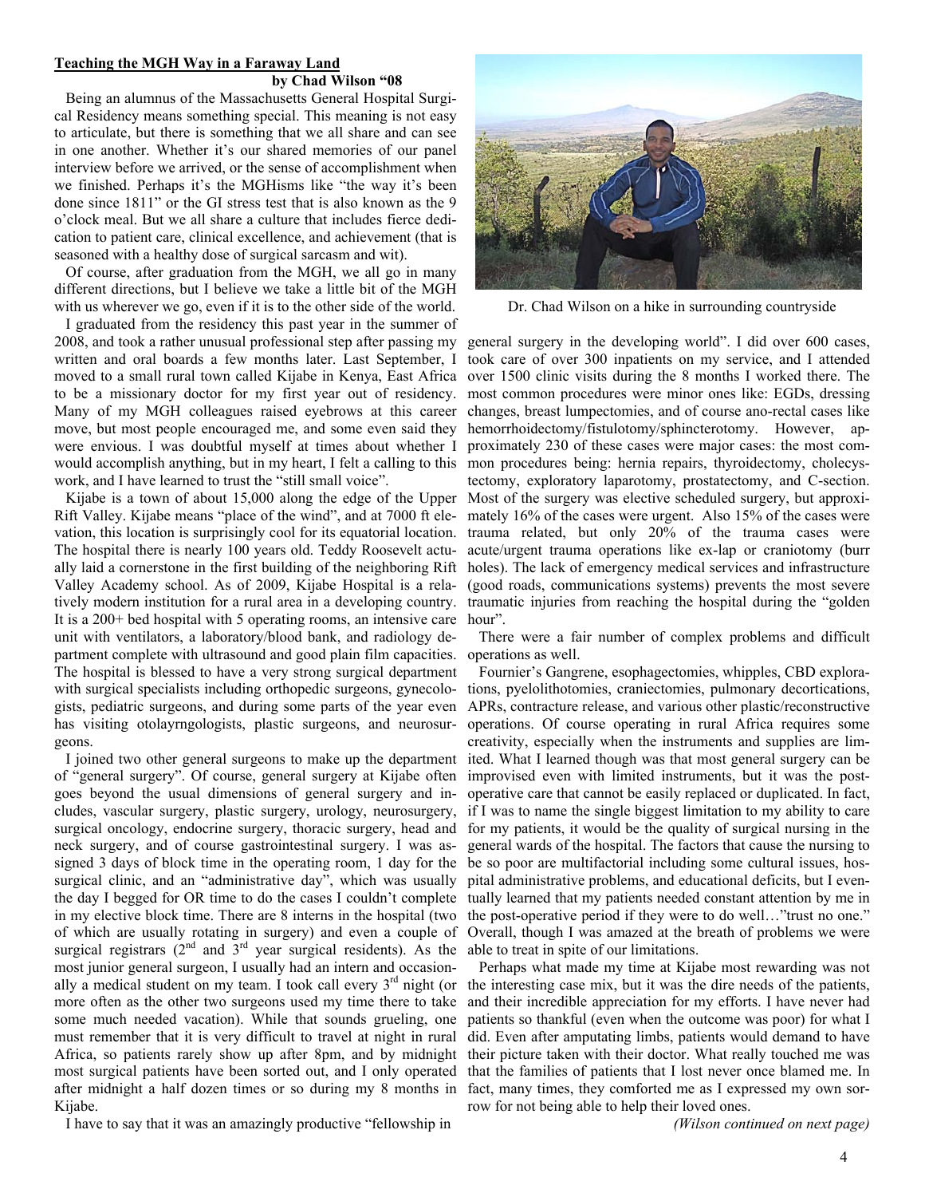## Teaching the MGH Way in a Faraway Land

**by Chad Wilson "08**

Being an alumnus of the Massachusetts General Hospital Surgical Residency means something special. This meaning is not easy to articulate, but there is something that we all share and can see in one another. Whether it's our shared memories of our panel interview before we arrived, or the sense of accomplishment when we finished. Perhaps it's the MGHisms like "the way it's been done since 1811" or the GI stress test that is also known as the 9 o'clock meal. But we all share a culture that includes fierce dedication to patient care, clinical excellence, and achievement (that is seasoned with a healthy dose of surgical sarcasm and wit).

Of course, after graduation from the MGH, we all go in many different directions, but I believe we take a little bit of the MGH with us wherever we go, even if it is to the other side of the world.

I graduated from the residency this past year in the summer of 2008, and took a rather unusual professional step after passing my written and oral boards a few months later. Last September, I moved to a small rural town called Kijabe in Kenya, East Africa to be a missionary doctor for my first year out of residency. Many of my MGH colleagues raised eyebrows at this career move, but most people encouraged me, and some even said they were envious. I was doubtful myself at times about whether I would accomplish anything, but in my heart, I felt a calling to this work, and I have learned to trust the "still small voice".

Kijabe is a town of about 15,000 along the edge of the Upper Rift Valley. Kijabe means "place of the wind", and at 7000 ft elevation, this location is surprisingly cool for its equatorial location. The hospital there is nearly 100 years old. Teddy Roosevelt actually laid a cornerstone in the first building of the neighboring Rift Valley Academy school. As of 2009, Kijabe Hospital is a relatively modern institution for a rural area in a developing country. It is a 200+ bed hospital with 5 operating rooms, an intensive care unit with ventilators, a laboratory/blood bank, and radiology department complete with ultrasound and good plain film capacities. The hospital is blessed to have a very strong surgical department with surgical specialists including orthopedic surgeons, gynecologists, pediatric surgeons, and during some parts of the year even has visiting otolayrngologists, plastic surgeons, and neurosurgeons.

I joined two other general surgeons to make up the department of "general surgery". Of course, general surgery at Kijabe often goes beyond the usual dimensions of general surgery and includes, vascular surgery, plastic surgery, urology, neurosurgery, surgical oncology, endocrine surgery, thoracic surgery, head and neck surgery, and of course gastrointestinal surgery. I was assigned 3 days of block time in the operating room, 1 day for the surgical clinic, and an "administrative day", which was usually the day I begged for OR time to do the cases I couldn't complete in my elective block time. There are 8 interns in the hospital (two of which are usually rotating in surgery) and even a couple of surgical registrars (2nd and 3rd year surgical residents). As the most junior general surgeon, I usually had an intern and occasionally a medical student on my team. I took call every 3rd night (or more often as the other two surgeons used my time there to take some much needed vacation). While that sounds grueling, one must remember that it is very difficult to travel at night in rural Africa, so patients rarely show up after 8pm, and by midnight most surgical patients have been sorted out, and I only operated after midnight a half dozen times or so during my 8 months in Kijabe.

Dr. Chad Wilson on a hike in surrounding countryside

I have to say that it was an amazingly productive "fellowship in general surgery in the developing world". I did over 600 cases, took care of over 300 inpatients on my service, and I attended over 1500 clinic visits during the 8 months I worked there. The most common procedures were minor ones like: EGDs, dressing changes, breast lumpectomies, and of course ano-rectal cases like hemorrhoidectomy/fistulotomy/sphincterotomy. However, approximately 230 of these cases were major cases: the most common procedures being: hernia repairs, thyroidectomy, cholecystectomy, exploratory laparotomy, prostatectomy, and C-section. Most of the surgery was elective scheduled surgery, but approximately 16% of the cases were urgent. Also 15% of the cases were trauma related, but only 20% of the trauma cases were acute/urgent trauma operations like ex-lap or craniotomy (burr holes). The lack of emergency medical services and infrastructure (good roads, communications systems) prevents the most severe traumatic injuries from reaching the hospital during the "golden hour".

There were a fair number of complex problems and difficult operations as well.

Fournier's Gangrene, esophagectomies, whipples, CBD explorations, pyelolithotomies, craniectomies, pulmonary decortications, APRs, contracture release, and various other plastic/reconstructive operations. Of course operating in rural Africa requires some creativity, especially when the instruments and supplies are limited. What I learned though was that most general surgery can be improvised even with limited instruments, but it was the post-operative care that cannot be easily replaced or duplicated. In fact, if I was to name the single biggest limitation to my ability to care for my patients, it would be the quality of surgical nursing in the general wards of the hospital. The factors that cause the nursing to be so poor are multifactorial including some cultural issues, hospital administrative problems, and educational deficits, but I eventually learned that my patients needed constant attention by me in the post-operative period if they were to do well…"trust no one." Overall, though I was amazed at the breath of problems we were able to treat in spite of our limitations.

Perhaps what made my time at Kijabe most rewarding was not the interesting case mix, but it was the dire needs of the patients, and their incredible appreciation for my efforts. I have never had patients so thankful (even when the outcome was poor) for what I did. Even after amputating limbs, patients would demand to have their picture taken with their doctor. What really touched me was that the families of patients that I lost never once blamed me. In fact, many times, they comforted me as I expressed my own sorrow for not being able to help their loved ones.

*(Wilson continued on next page)*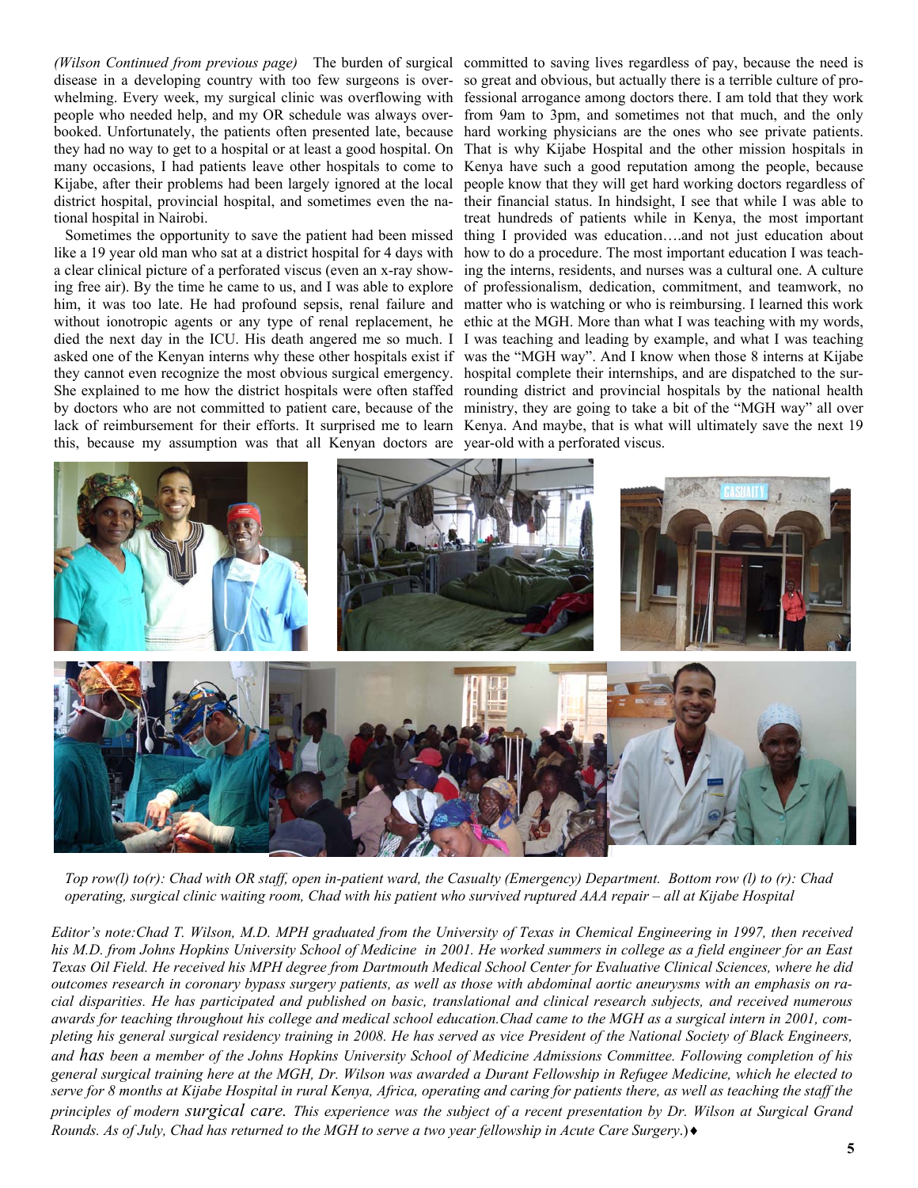*(Wilson Continued from previous page)* The burden of surgical disease in a developing country with too few surgeons is overwhelming. Every week, my surgical clinic was overflowing with people who needed help, and my OR schedule was always overbooked. Unfortunately, the patients often presented late, because they had no way to get to a hospital or at least a good hospital. On many occasions, I had patients leave other hospitals to come to Kijabe, after their problems had been largely ignored at the local district hospital, provincial hospital, and sometimes even the national hospital in Nairobi.

Sometimes the opportunity to save the patient had been missed like a 19 year old man who sat at a district hospital for 4 days with a clear clinical picture of a perforated viscus (even an x-ray showing free air). By the time he came to us, and I was able to explore him, it was too late. He had profound sepsis, renal failure and without ionotropic agents or any type of renal replacement, he died the next day in the ICU. His death angered me so much. I asked one of the Kenyan interns why these other hospitals exist if they cannot even recognize the most obvious surgical emergency. She explained to me how the district hospitals were often staffed by doctors who are not committed to patient care, because of the lack of reimbursement for their efforts. It surprised me to learn this, because my assumption was that all Kenyan doctors are committed to saving lives regardless of pay, because the need is so great and obvious, but actually there is a terrible culture of professional arrogance among doctors there. I am told that they work from 9am to 3pm, and sometimes not that much, and the only hard working physicians are the ones who see private patients. That is why Kijabe Hospital and the other mission hospitals in Kenya have such a good reputation among the people, because people know that they will get hard working doctors regardless of their financial status. In hindsight, I see that while I was able to treat hundreds of patients while in Kenya, the most important thing I provided was education….and not just education about how to do a procedure. The most important education I was teaching the interns, residents, and nurses was a cultural one. A culture of professionalism, dedication, commitment, and teamwork, no matter who is watching or who is reimbursing. I learned this work ethic at the MGH. More than what I was teaching with my words, I was teaching and leading by example, and what I was teaching was the "MGH way". And I know when those 8 interns at Kijabe hospital complete their internships, and are dispatched to the surrounding district and provincial hospitals by the national health ministry, they are going to take a bit of the "MGH way" all over Kenya. And maybe, that is what will ultimately save the next 19 year-old with a perforated viscus.

*Top row(l) to(r): Chad with OR staff, open in-patient ward, the Casualty (Emergency) Department. Bottom row (l) to (r): Chad operating, surgical clinic waiting room, Chad with his patient who survived ruptured AAA repair – all at Kijabe Hospital*

*Editor's note:Chad T. Wilson, M.D. MPH graduated from the University of Texas in Chemical Engineering in 1997, then received his M.D. from Johns Hopkins University School of Medicine in 2001. He worked summers in college as a field engineer for an East Texas Oil Field. He received his MPH degree from Dartmouth Medical School Center for Evaluative Clinical Sciences, where he did outcomes research in coronary bypass surgery patients, as well as those with abdominal aortic aneurysms with an emphasis on racial disparities. He has participated and published on basic, translational and clinical research subjects, and received numerous awards for teaching throughout his college and medical school education.Chad came to the MGH as a surgical intern in 2001, completing his general surgical residency training in 2008. He has served as vice President of the National Society of Black Engineers, and has been a member of the Johns Hopkins University School of Medicine Admissions Committee. Following completion of his general surgical training here at the MGH, Dr. Wilson was awarded a Durant Fellowship in Refugee Medicine, which he elected to serve for 8 months at Kijabe Hospital in rural Kenya, Africa, operating and caring for patients there, as well as teaching the staff the principles of modern surgical care. This experience was the subject of a recent presentation by Dr. Wilson at Surgical Grand Rounds. As of July, Chad has returned to the MGH to serve a two year fellowship in Acute Care Surgery.*)♦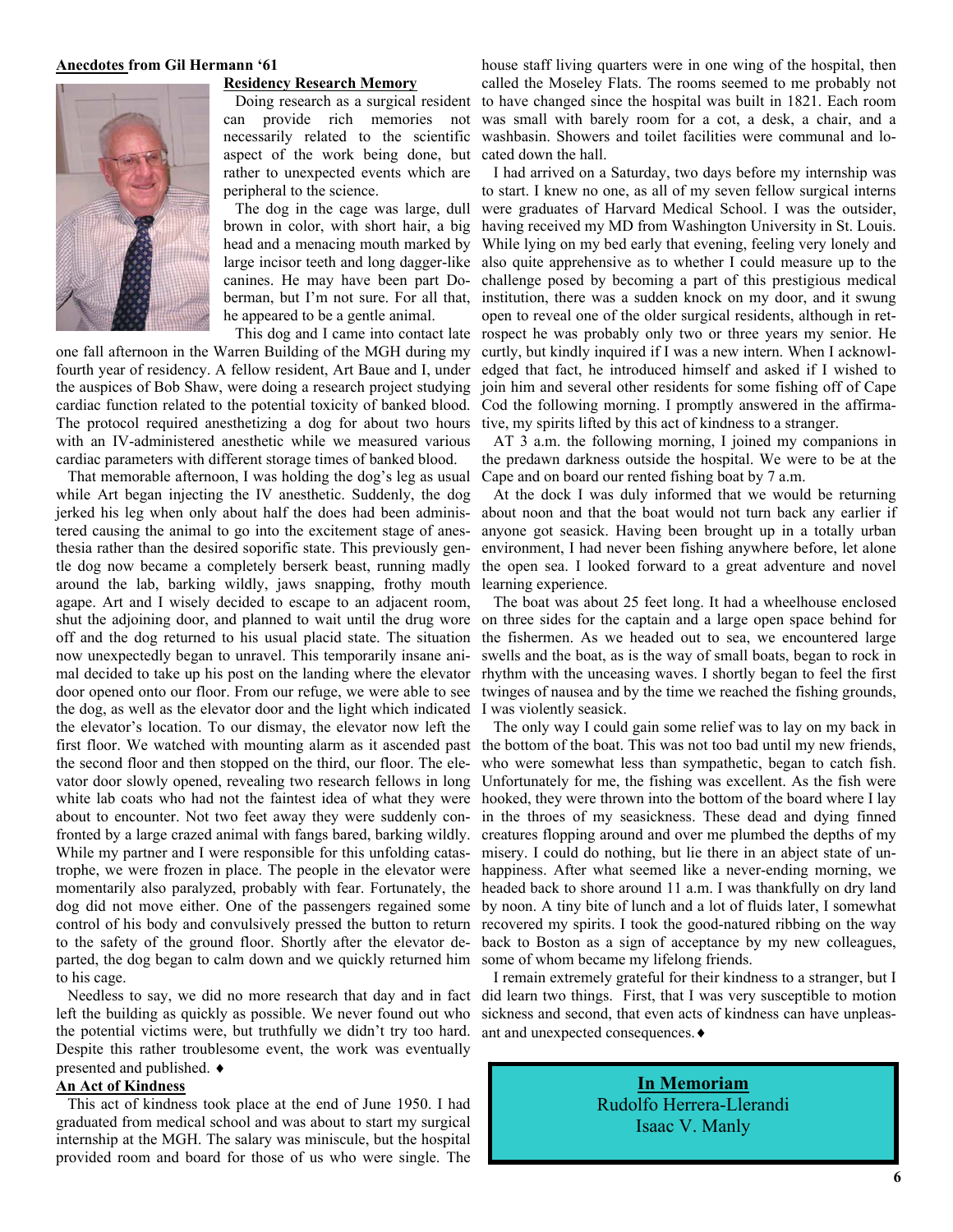**Anecdotes from Gil Hermann '61**

**Residency Research Memory**

Doing research as a surgical resident can provide rich memories not necessarily related to the scientific aspect of the work being done, but rather to unexpected events which are peripheral to the science.

The dog in the cage was large, dull brown in color, with short hair, a big head and a menacing mouth marked by large incisor teeth and long dagger-like canines. He may have been part Doberman, but I'm not sure. For all that, he appeared to be a gentle animal.

This dog and I came into contact late one fall afternoon in the Warren Building of the MGH during my fourth year of residency. A fellow resident, Art Baue and I, under the auspices of Bob Shaw, were doing a research project studying cardiac function related to the potential toxicity of banked blood. The protocol required anesthetizing a dog for about two hours with an IV-administered anesthetic while we measured various cardiac parameters with different storage times of banked blood.

That memorable afternoon, I was holding the dog's leg as usual while Art began injecting the IV anesthetic. Suddenly, the dog jerked his leg when only about half the does had been administered causing the animal to go into the excitement stage of anesthesia rather than the desired soporific state. This previously gentle dog now became a completely berserk beast, running madly around the lab, barking wildly, jaws snapping, frothy mouth agape. Art and I wisely decided to escape to an adjacent room, shut the adjoining door, and planned to wait until the drug wore off and the dog returned to his usual placid state. The situation now unexpectedly began to unravel. This temporarily insane animal decided to take up his post on the landing where the elevator door opened onto our floor. From our refuge, we were able to see the dog, as well as the elevator door and the light which indicated the elevator's location. To our dismay, the elevator now left the first floor. We watched with mounting alarm as it ascended past the second floor and then stopped on the third, our floor. The elevator door slowly opened, revealing two research fellows in long white lab coats who had not the faintest idea of what they were about to encounter. Not two feet away they were suddenly confronted by a large crazed animal with fangs bared, barking wildly. While my partner and I were responsible for this unfolding catastrophe, we were frozen in place. The people in the elevator were momentarily also paralyzed, probably with fear. Fortunately, the dog did not move either. One of the passengers regained some control of his body and convulsively pressed the button to return to the safety of the ground floor. Shortly after the elevator departed, the dog began to calm down and we quickly returned him to his cage.

Needless to say, we did no more research that day and in fact left the building as quickly as possible. We never found out who the potential victims were, but truthfully we didn't try too hard. Despite this rather troublesome event, the work was eventually presented and published. ♦

**An Act of Kindness**

This act of kindness took place at the end of June 1950. I had graduated from medical school and was about to start my surgical internship at the MGH. The salary was miniscule, but the hospital provided room and board for those of us who were single. The house staff living quarters were in one wing of the hospital, then called the Moseley Flats. The rooms seemed to me probably not to have changed since the hospital was built in 1821. Each room was small with barely room for a cot, a desk, a chair, and a washbasin. Showers and toilet facilities were communal and located down the hall.

I had arrived on a Saturday, two days before my internship was to start. I knew no one, as all of my seven fellow surgical interns were graduates of Harvard Medical School. I was the outsider, having received my MD from Washington University in St. Louis. While lying on my bed early that evening, feeling very lonely and also quite apprehensive as to whether I could measure up to the challenge posed by becoming a part of this prestigious medical institution, there was a sudden knock on my door, and it swung open to reveal one of the older surgical residents, although in retrospect he was probably only two or three years my senior. He curtly, but kindly inquired if I was a new intern. When I acknowledged that fact, he introduced himself and asked if I wished to join him and several other residents for some fishing off of Cape Cod the following morning. I promptly answered in the affirmative, my spirits lifted by this act of kindness to a stranger.

AT 3 a.m. the following morning, I joined my companions in the predawn darkness outside the hospital. We were to be at the Cape and on board our rented fishing boat by 7 a.m.

At the dock I was duly informed that we would be returning about noon and that the boat would not turn back any earlier if anyone got seasick. Having been brought up in a totally urban environment, I had never been fishing anywhere before, let alone the open sea. I looked forward to a great adventure and novel learning experience.

The boat was about 25 feet long. It had a wheelhouse enclosed on three sides for the captain and a large open space behind for the fishermen. As we headed out to sea, we encountered large swells and the boat, as is the way of small boats, began to rock in rhythm with the unceasing waves. I shortly began to feel the first twinges of nausea and by the time we reached the fishing grounds, I was violently seasick.

The only way I could gain some relief was to lay on my back in the bottom of the boat. This was not too bad until my new friends, who were somewhat less than sympathetic, began to catch fish. Unfortunately for me, the fishing was excellent. As the fish were hooked, they were thrown into the bottom of the board where I lay in the throes of my seasickness. These dead and dying finned creatures flopping around and over me plumbed the depths of my misery. I could do nothing, but lie there in an abject state of unhappiness. After what seemed like a never-ending morning, we headed back to shore around 11 a.m. I was thankfully on dry land by noon. A tiny bite of lunch and a lot of fluids later, I somewhat recovered my spirits. I took the good-natured ribbing on the way back to Boston as a sign of acceptance by my new colleagues, some of whom became my lifelong friends.

I remain extremely grateful for their kindness to a stranger, but I did learn two things. First, that I was very susceptible to motion sickness and second, that even acts of kindness can have unpleasant and unexpected consequences.♦

**In Memoriam**

Rudolfo Herrera-Llerandi

Isaac V. Manly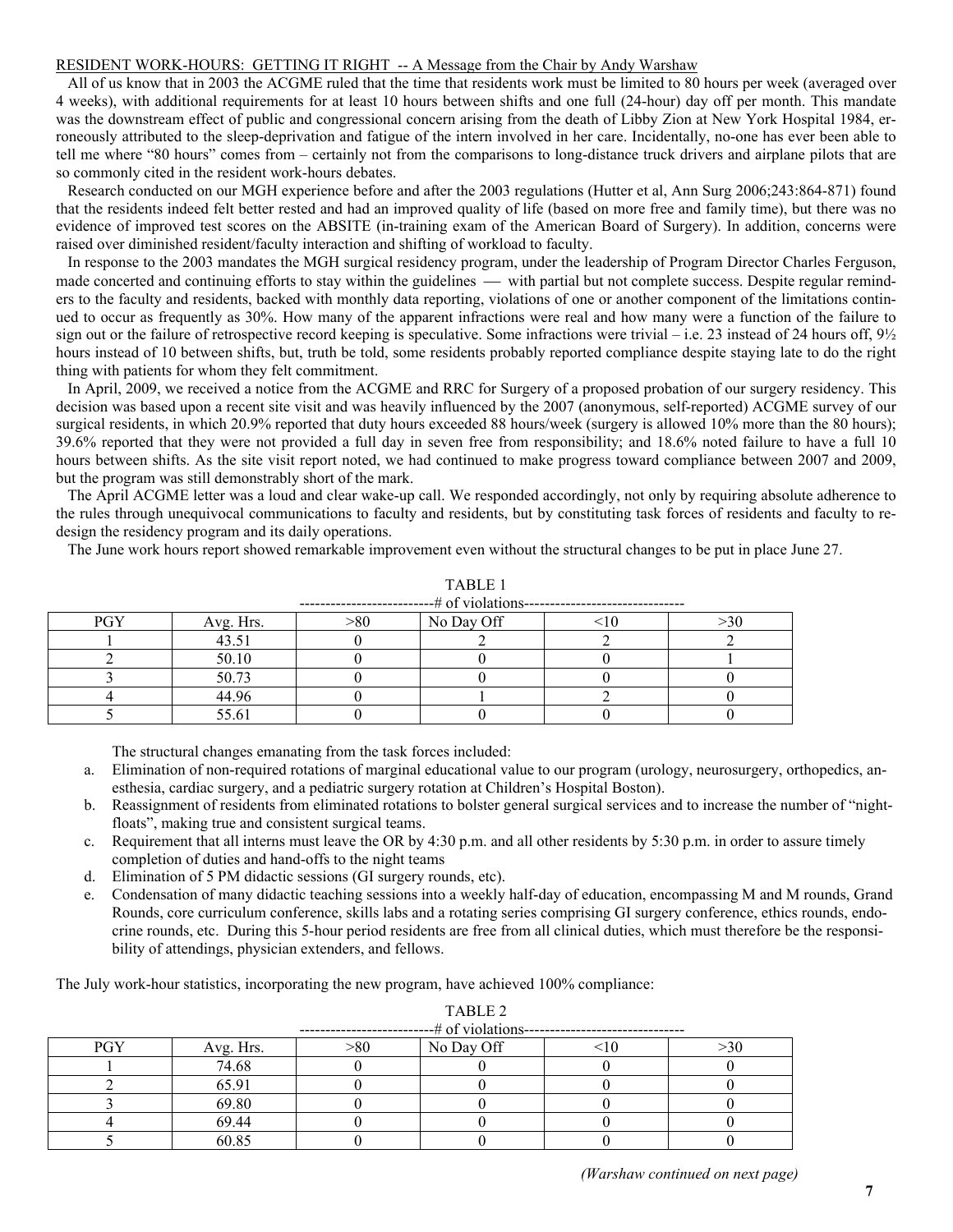RESIDENT WORK-HOURS: GETTING IT RIGHT -- A Message from the Chair by Andy Warshaw

All of us know that in 2003 the ACGME ruled that the time that residents work must be limited to 80 hours per week (averaged over 4 weeks), with additional requirements for at least 10 hours between shifts and one full (24-hour) day off per month. This mandate was the downstream effect of public and congressional concern arising from the death of Libby Zion at New York Hospital 1984, erroneously attributed to the sleep-deprivation and fatigue of the intern involved in her care. Incidentally, no-one has ever been able to tell me where "80 hours" comes from – certainly not from the comparisons to long-distance truck drivers and airplane pilots that are so commonly cited in the resident work-hours debates.

Research conducted on our MGH experience before and after the 2003 regulations (Hutter et al, Ann Surg 2006;243:864-871) found that the residents indeed felt better rested and had an improved quality of life (based on more free and family time), but there was no evidence of improved test scores on the ABSITE (in-training exam of the American Board of Surgery). In addition, concerns were raised over diminished resident/faculty interaction and shifting of workload to faculty.

In response to the 2003 mandates the MGH surgical residency program, under the leadership of Program Director Charles Ferguson, made concerted and continuing efforts to stay within the guidelines — with partial but not complete success. Despite regular reminders to the faculty and residents, backed with monthly data reporting, violations of one or another component of the limitations continued to occur as frequently as 30%. How many of the apparent infractions were real and how many were a function of the failure to sign out or the failure of retrospective record keeping is speculative. Some infractions were trivial – i.e. 23 instead of 24 hours off, 9½ hours instead of 10 between shifts, but, truth be told, some residents probably reported compliance despite staying late to do the right thing with patients for whom they felt commitment.

In April, 2009, we received a notice from the ACGME and RRC for Surgery of a proposed probation of our surgery residency. This decision was based upon a recent site visit and was heavily influenced by the 2007 (anonymous, self-reported) ACGME survey of our surgical residents, in which 20.9% reported that duty hours exceeded 88 hours/week (surgery is allowed 10% more than the 80 hours); 39.6% reported that they were not provided a full day in seven free from responsibility; and 18.6% noted failure to have a full 10 hours between shifts. As the site visit report noted, we had continued to make progress toward compliance between 2007 and 2009, but the program was still demonstrably short of the mark.

The April ACGME letter was a loud and clear wake-up call. We responded accordingly, not only by requiring absolute adherence to the rules through unequivocal communications to faculty and residents, but by constituting task forces of residents and faculty to redesign the residency program and its daily operations.

The June work hours report showed remarkable improvement even without the structural changes to be put in place June 27.

TABLE 1

| | | # of violations | | | |
|---|---|---|---|---|---|
| PGY | Avg. Hrs. | >80 | No Day Off | <10 | >30 |
| 1 | 43.51 | 0 | 2 | 2 | 2 |
| 2 | 50.10 | 0 | 0 | 0 | 1 |
| 3 | 50.73 | 0 | 0 | 0 | 0 |
| 4 | 44.96 | 0 | 1 | 2 | 0 |
| 5 | 55.61 | 0 | 0 | 0 | 0 |

The structural changes emanating from the task forces included:

a. Elimination of non-required rotations of marginal educational value to our program (urology, neurosurgery, orthopedics, anesthesia, cardiac surgery, and a pediatric surgery rotation at Children's Hospital Boston).
b. Reassignment of residents from eliminated rotations to bolster general surgical services and to increase the number of "night-floats", making true and consistent surgical teams.
c. Requirement that all interns must leave the OR by 4:30 p.m. and all other residents by 5:30 p.m. in order to assure timely completion of duties and hand-offs to the night teams
d. Elimination of 5 PM didactic sessions (GI surgery rounds, etc).
e. Condensation of many didactic teaching sessions into a weekly half-day of education, encompassing M and M rounds, Grand Rounds, core curriculum conference, skills labs and a rotating series comprising GI surgery conference, ethics rounds, endocrine rounds, etc. During this 5-hour period residents are free from all clinical duties, which must therefore be the responsibility of attendings, physician extenders, and fellows.

The July work-hour statistics, incorporating the new program, have achieved 100% compliance:

TABLE 2

| | | # of violations | | | |
|---|---|---|---|---|---|
| PGY | Avg. Hrs. | >80 | No Day Off | <10 | >30 |
| 1 | 74.68 | 0 | 0 | 0 | 0 |
| 2 | 65.91 | 0 | 0 | 0 | 0 |
| 3 | 69.80 | 0 | 0 | 0 | 0 |
| 4 | 69.44 | 0 | 0 | 0 | 0 |
| 5 | 60.85 | 0 | 0 | 0 | 0 |

*(Warshaw continued on next page)*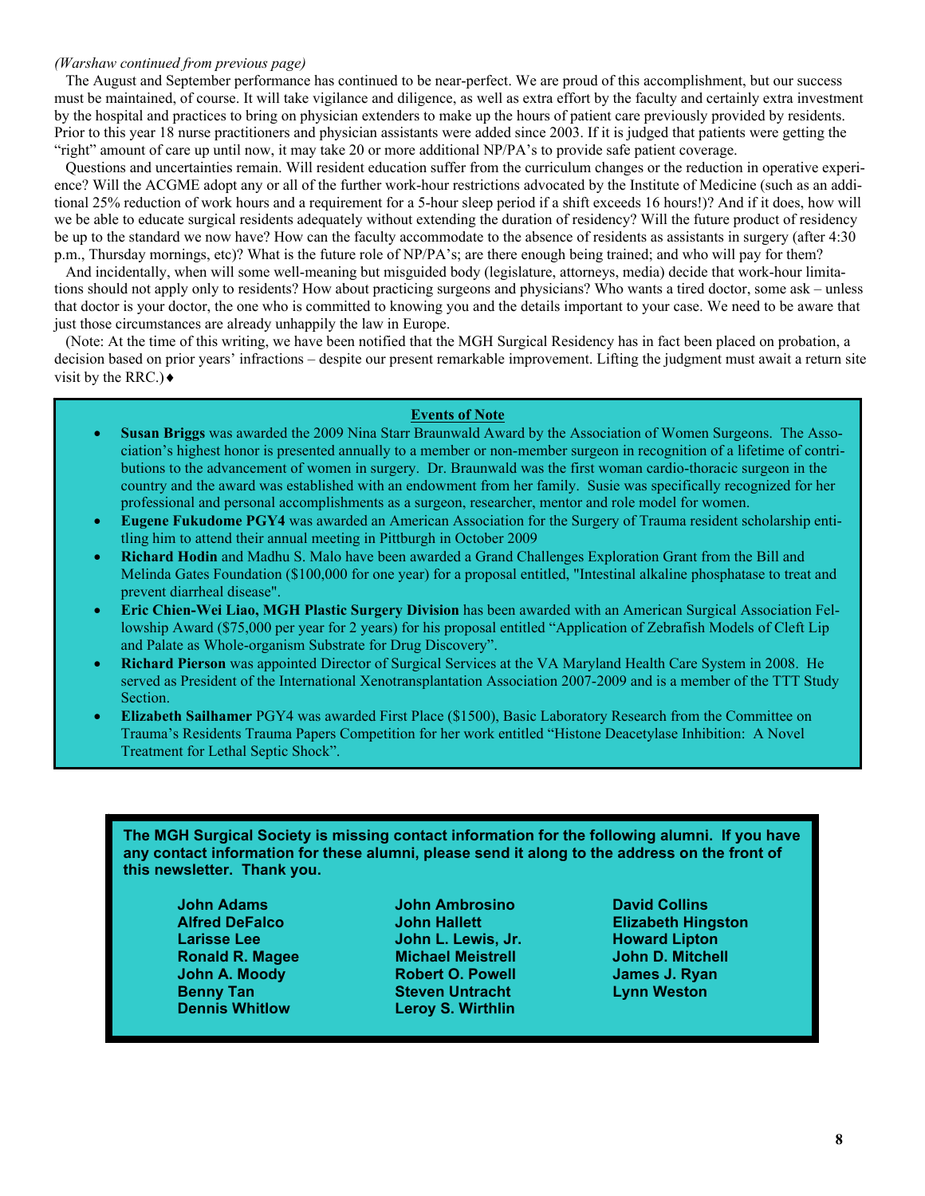*(Warshaw continued from previous page)*

The August and September performance has continued to be near-perfect. We are proud of this accomplishment, but our success must be maintained, of course. It will take vigilance and diligence, as well as extra effort by the faculty and certainly extra investment by the hospital and practices to bring on physician extenders to make up the hours of patient care previously provided by residents. Prior to this year 18 nurse practitioners and physician assistants were added since 2003. If it is judged that patients were getting the "right" amount of care up until now, it may take 20 or more additional NP/PA's to provide safe patient coverage.

Questions and uncertainties remain. Will resident education suffer from the curriculum changes or the reduction in operative experience? Will the ACGME adopt any or all of the further work-hour restrictions advocated by the Institute of Medicine (such as an additional 25% reduction of work hours and a requirement for a 5-hour sleep period if a shift exceeds 16 hours!)? And if it does, how will we be able to educate surgical residents adequately without extending the duration of residency? Will the future product of residency be up to the standard we now have? How can the faculty accommodate to the absence of residents as assistants in surgery (after 4:30 p.m., Thursday mornings, etc)? What is the future role of NP/PA's; are there enough being trained; and who will pay for them?

And incidentally, when will some well-meaning but misguided body (legislature, attorneys, media) decide that work-hour limitations should not apply only to residents? How about practicing surgeons and physicians? Who wants a tired doctor, some ask – unless that doctor is your doctor, the one who is committed to knowing you and the details important to your case. We need to be aware that just those circumstances are already unhappily the law in Europe.

(Note: At the time of this writing, we have been notified that the MGH Surgical Residency has in fact been placed on probation, a decision based on prior years' infractions – despite our present remarkable improvement. Lifting the judgment must await a return site visit by the RRC.)♦

## Events of Note

- **Susan Briggs** was awarded the 2009 Nina Starr Braunwald Award by the Association of Women Surgeons. The Association's highest honor is presented annually to a member or non-member surgeon in recognition of a lifetime of contributions to the advancement of women in surgery. Dr. Braunwald was the first woman cardio-thoracic surgeon in the country and the award was established with an endowment from her family. Susie was specifically recognized for her professional and personal accomplishments as a surgeon, researcher, mentor and role model for women.
- **Eugene Fukudome PGY4** was awarded an American Association for the Surgery of Trauma resident scholarship entitling him to attend their annual meeting in Pittburgh in October 2009
- **Richard Hodin** and Madhu S. Malo have been awarded a Grand Challenges Exploration Grant from the Bill and Melinda Gates Foundation ($100,000 for one year) for a proposal entitled, "Intestinal alkaline phosphatase to treat and prevent diarrheal disease".
- **Eric Chien-Wei Liao, MGH Plastic Surgery Division** has been awarded with an American Surgical Association Fellowship Award ($75,000 per year for 2 years) for his proposal entitled "Application of Zebrafish Models of Cleft Lip and Palate as Whole-organism Substrate for Drug Discovery".
- **Richard Pierson** was appointed Director of Surgical Services at the VA Maryland Health Care System in 2008. He served as President of the International Xenotransplantation Association 2007-2009 and is a member of the TTT Study Section.
- **Elizabeth Sailhamer** PGY4 was awarded First Place ($1500), Basic Laboratory Research from the Committee on Trauma's Residents Trauma Papers Competition for her work entitled "Histone Deacetylase Inhibition: A Novel Treatment for Lethal Septic Shock".

**The MGH Surgical Society is missing contact information for the following alumni. If you have any contact information for these alumni, please send it along to the address on the front of this newsletter. Thank you.**

**John Adams**
**Alfred DeFalco**
**Larisse Lee**
**Ronald R. Magee**
**John A. Moody**
**Benny Tan**
**Dennis Whitlow**
**John Ambrosino**
**John Hallett**
**John L. Lewis, Jr.**
**Michael Meistrell**
**Robert O. Powell**
**Steven Untracht**
**Leroy S. Wirthlin**
**David Collins**
**Elizabeth Hingston**
**Howard Lipton**
**John D. Mitchell**
**James J. Ryan**
**Lynn Weston**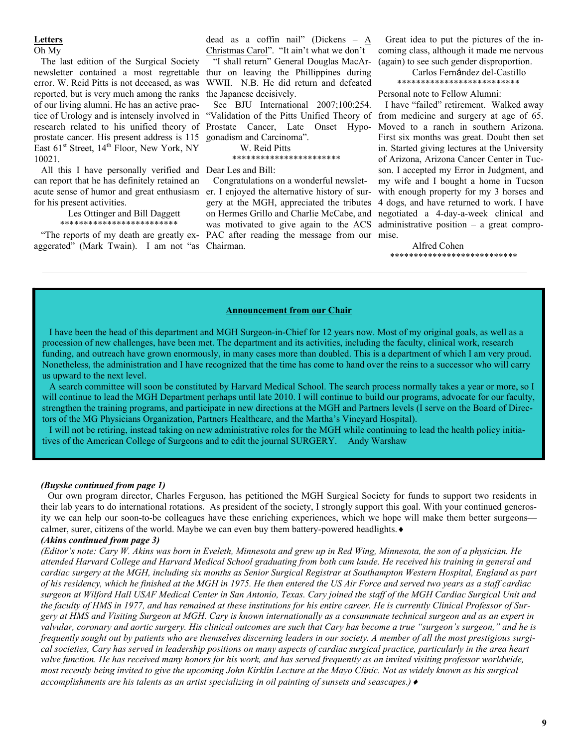## Letters

### Oh My

The last edition of the Surgical Society newsletter contained a most regrettable error. W. Reid Pitts is not deceased, as was reported, but is very much among the ranks of our living alumni. He has an active practice of Urology and is intensely involved in research related to his unified theory of prostate cancer. His present address is 115 East 61st Street, 14th Floor, New York, NY 10021.

All this I have personally verified and can report that he has definitely retained an acute sense of humor and great enthusiasm for his present activities.

Les Ottinger and Bill Daggett

*************************

"The reports of my death are greatly exaggerated" (Mark Twain). I am not "as dead as a coffin nail" (Dickens – A Christmas Carol". "It ain't what we don't

"I shall return" General Douglas MacArthur on leaving the Phillippines during WWII. N.B. He did return and defeated the Japanese decisively.

See BJU International 2007;100:254. "Validation of the Pitts Unified Theory of Prostate Cancer, Late Onset Hypogonadism and Carcinoma".

W. Reid Pitts

***********************

Dear Les and Bill:

Congratulations on a wonderful newsletter. I enjoyed the alternative history of surgery at the MGH, appreciated the tributes on Hermes Grillo and Charlie McCabe, and was motivated to give again to the ACS PAC after reading the message from our Chairman.

Great idea to put the pictures of the incoming class, although it made me nervous (again) to see such gender disproportion.

Carlos Fernández del-Castillo

**************************

Personal note to Fellow Alumni:

I have "failed" retirement. Walked away from medicine and surgery at age of 65. Moved to a ranch in southern Arizona. First six months was great. Doubt then set in. Started giving lectures at the University of Arizona, Arizona Cancer Center in Tucson. I accepted my Error in Judgment, and my wife and I bought a home in Tucson with enough property for my 3 horses and 4 dogs, and have returned to work. I have negotiated a 4-day-a-week clinical and administrative position – a great compromise.

Alfred Cohen

***************************

---

## Announcement from our Chair

I have been the head of this department and MGH Surgeon-in-Chief for 12 years now. Most of my original goals, as well as a procession of new challenges, have been met. The department and its activities, including the faculty, clinical work, research funding, and outreach have grown enormously, in many cases more than doubled. This is a department of which I am very proud. Nonetheless, the administration and I have recognized that the time has come to hand over the reins to a successor who will carry us upward to the next level.

A search committee will soon be constituted by Harvard Medical School. The search process normally takes a year or more, so I will continue to lead the MGH Department perhaps until late 2010. I will continue to build our programs, advocate for our faculty, strengthen the training programs, and participate in new directions at the MGH and Partners levels (I serve on the Board of Directors of the MG Physicians Organization, Partners Healthcare, and the Martha's Vineyard Hospital).

I will not be retiring, instead taking on new administrative roles for the MGH while continuing to lead the health policy initiatives of the American College of Surgeons and to edit the journal SURGERY. Andy Warshaw

---

***(Buyske continued from page 1)***

Our own program director, Charles Ferguson, has petitioned the MGH Surgical Society for funds to support two residents in their lab years to do international rotations. As president of the society, I strongly support this goal. With your continued generosity we can help our soon-to-be colleagues have these enriching experiences, which we hope will make them better surgeons—calmer, surer, citizens of the world. Maybe we can even buy them battery-powered headlights.♦

***(Akins continued from page 3)***

*(Editor's note: Cary W. Akins was born in Eveleth, Minnesota and grew up in Red Wing, Minnesota, the son of a physician. He attended Harvard College and Harvard Medical School graduating from both cum laude. He received his training in general and cardiac surgery at the MGH, including six months as Senior Surgical Registrar at Southampton Western Hospital, England as part of his residency, which he finished at the MGH in 1975. He then entered the US Air Force and served two years as a staff cardiac surgeon at Wilford Hall USAF Medical Center in San Antonio, Texas. Cary joined the staff of the MGH Cardiac Surgical Unit and the faculty of HMS in 1977, and has remained at these institutions for his entire career. He is currently Clinical Professor of Surgery at HMS and Visiting Surgeon at MGH. Cary is known internationally as a consummate technical surgeon and as an expert in valvular, coronary and aortic surgery. His clinical outcomes are such that Cary has become a true "surgeon's surgeon," and he is frequently sought out by patients who are themselves discerning leaders in our society. A member of all the most prestigious surgical societies, Cary has served in leadership positions on many aspects of cardiac surgical practice, particularly in the area heart valve function. He has received many honors for his work, and has served frequently as an invited visiting professor worldwide, most recently being invited to give the upcoming John Kirklin Lecture at the Mayo Clinic. Not as widely known as his surgical accomplishments are his talents as an artist specializing in oil painting of sunsets and seascapes.)* ♦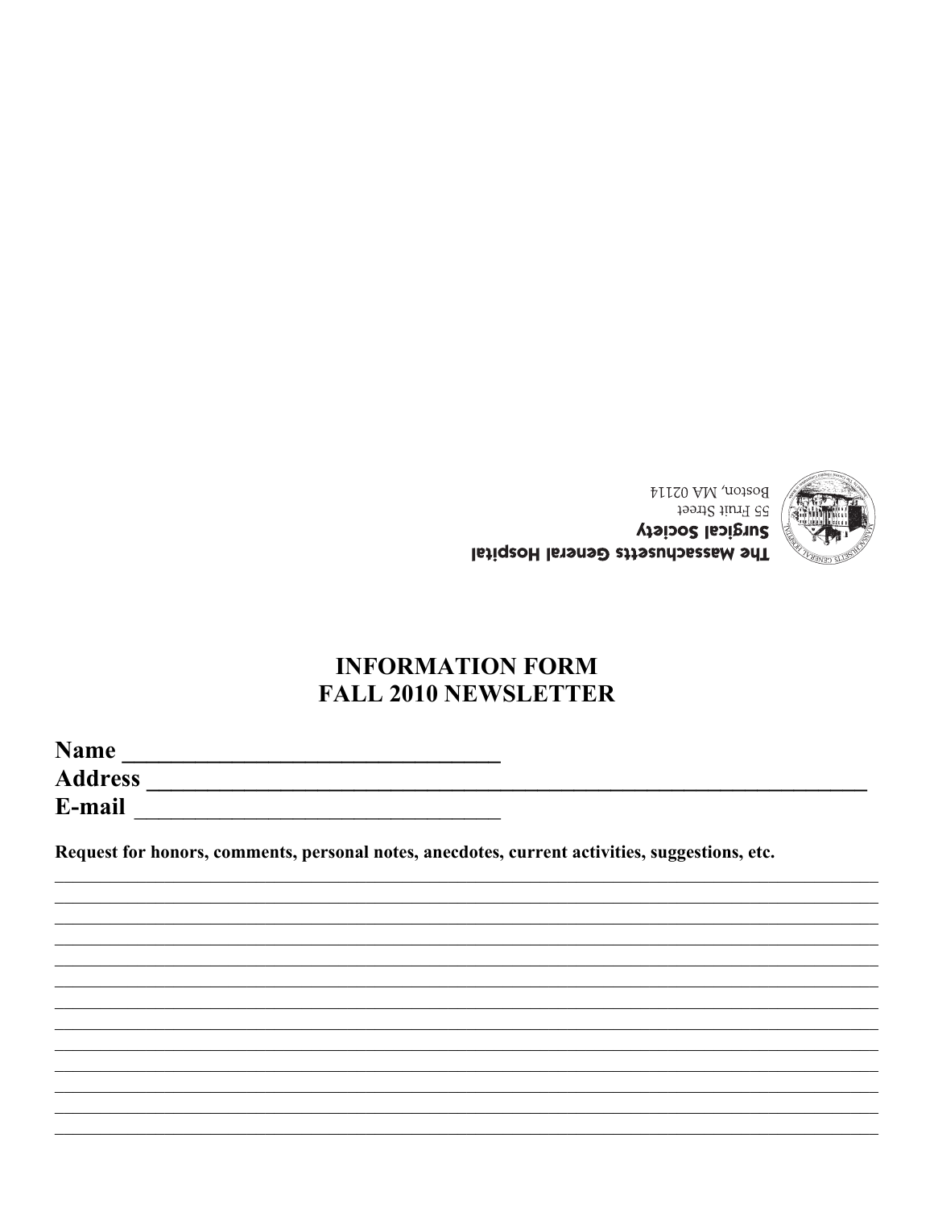The Massachusetts General Hospital
**Surgical Society**
55 Fruit Street
Boston, MA 02114

## INFORMATION FORM
## FALL 2010 NEWSLETTER

**Name** ________________________________
**Address** _________________________________________________________________
**E-mail** ________________________________

**Request for honors, comments, personal notes, anecdotes, current activities, suggestions, etc.**

_____________________________________________________________________________________
_____________________________________________________________________________________
_____________________________________________________________________________________
_____________________________________________________________________________________
_____________________________________________________________________________________
_____________________________________________________________________________________
_____________________________________________________________________________________
_____________________________________________________________________________________
_____________________________________________________________________________________
_____________________________________________________________________________________
_____________________________________________________________________________________
_____________________________________________________________________________________
_____________________________________________________________________________________